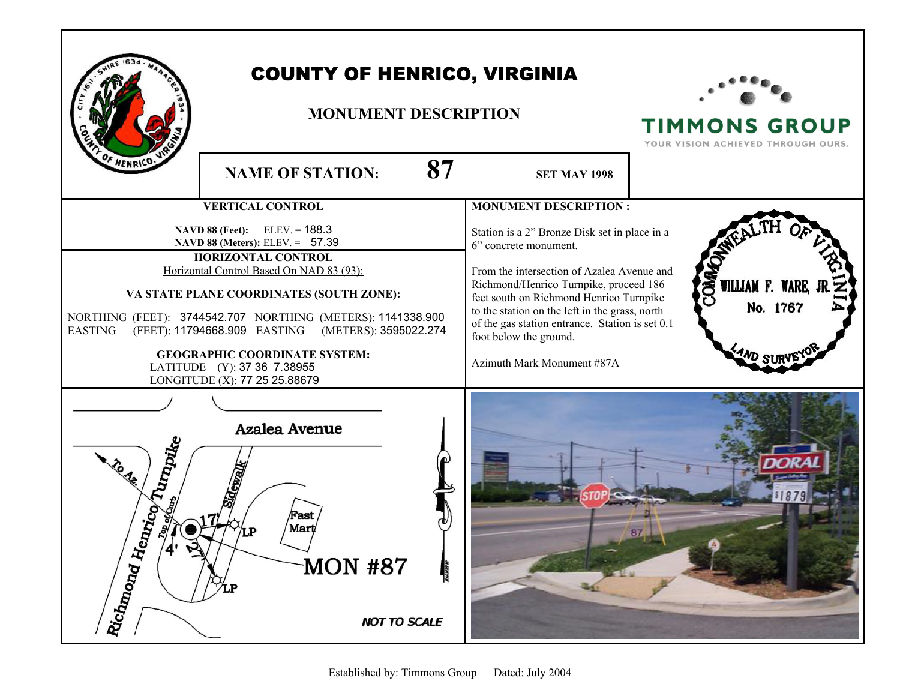# COUNTY OF HENRICO, VIRGINIA

## MONUMENT DESCRIPTION

TIMMONS GROUP
YOUR VISION ACHIEVED THROUGH OURS.

**NAME OF STATION:** **87** **SET MAY 1998**

### VERTICAL CONTROL

**NAVD 88 (Feet):** ELEV. = 188.3
**NAVD 88 (Meters):** ELEV. = 57.39

### HORIZONTAL CONTROL

Horizontal Control Based On NAD 83 (93):

**VA STATE PLANE COORDINATES (SOUTH ZONE):**

NORTHING (FEET): 3744542.707 NORTHING (METERS): 1141338.900
EASTING (FEET): 11794668.909 EASTING (METERS): 3595022.274

**GEOGRAPHIC COORDINATE SYSTEM:**
LATITUDE (Y): 37 36 7.38955
LONGITUDE (X): 77 25 25.88679

### MONUMENT DESCRIPTION :

Station is a 2" Bronze Disk set in place in a 6" concrete monument.

From the intersection of Azalea Avenue and Richmond/Henrico Turnpike, proceed 186 feet south on Richmond Henrico Turnpike to the station on the left in the grass, north of the gas station entrance. Station is set 0.1 foot below the ground.

Azimuth Mark Monument #87A

COMMONWEALTH OF VIRGINIA
WILLIAM F. WARE, JR.
No. 1767
LAND SURVEYOR

Azalea Avenue
Richmond Henrico Turnpike
To Az.
Top of Curb
Sidewalk
17'
27'
4'
LP
LP
Fast Mart
MON #87
MAGNETIC
NOT TO SCALE

Established by: Timmons Group Dated: July 2004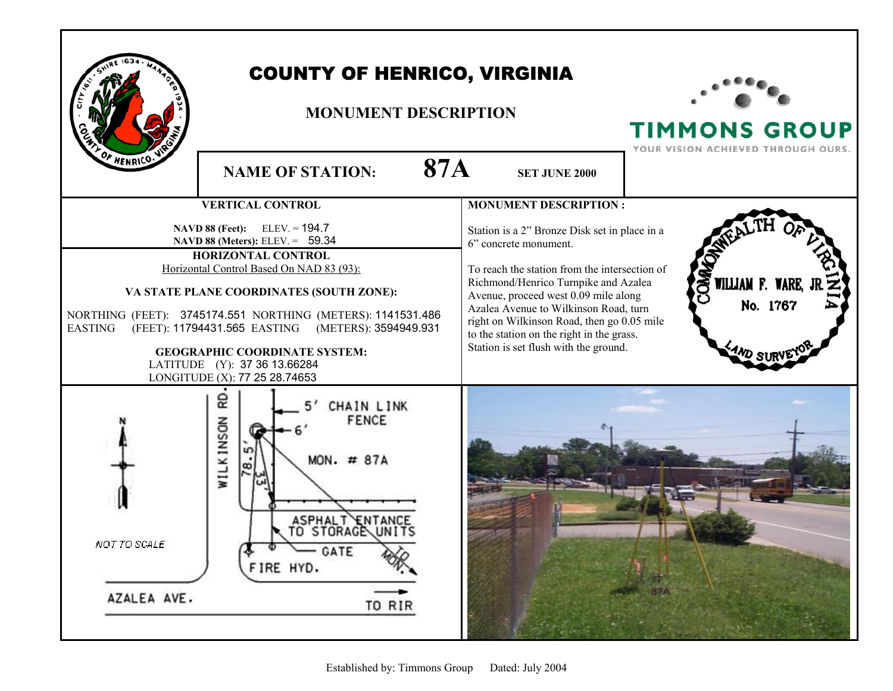# COUNTY OF HENRICO, VIRGINIA

## MONUMENT DESCRIPTION

TIMMONS GROUP
YOUR VISION ACHIEVED THROUGH OURS.

**NAME OF STATION:** **87A** **SET JUNE 2000**

### VERTICAL CONTROL

**NAVD 88 (Feet):** ELEV. = 194.7
**NAVD 88 (Meters):** ELEV. = 59.34

### HORIZONTAL CONTROL

Horizontal Control Based On NAD 83 (93):

**VA STATE PLANE COORDINATES (SOUTH ZONE):**

NORTHING (FEET): 3745174.551 NORTHING (METERS): 1141531.486
EASTING (FEET): 11794431.565 EASTING (METERS): 3594949.931

**GEOGRAPHIC COORDINATE SYSTEM:**

LATITUDE (Y): 37 36 13.66284
LONGITUDE (X): 77 25 28.74653

### MONUMENT DESCRIPTION :

Station is a 2" Bronze Disk set in place in a 6" concrete monument.

To reach the station from the intersection of Richmond/Henrico Turnpike and Azalea Avenue, proceed west 0.09 mile along Azalea Avenue to Wilkinson Road, turn right on Wilkinson Road, then go 0.05 mile to the station on the right in the grass. Station is set flush with the ground.

COMMONWEALTH OF VIRGINIA
WILLIAM F. WARE, JR.
No. 1767
LAND SURVEYOR

N
NOT TO SCALE
WILKINSON RD.
5' CHAIN LINK FENCE
6'
78.5'
33'
MON. # 87A
ASPHALT ENTANCE TO STORAGE UNITS
GATE
FIRE HYD.
TO MON.
AZALEA AVE.
TO RIR

87A

Established by: Timmons Group Dated: July 2004